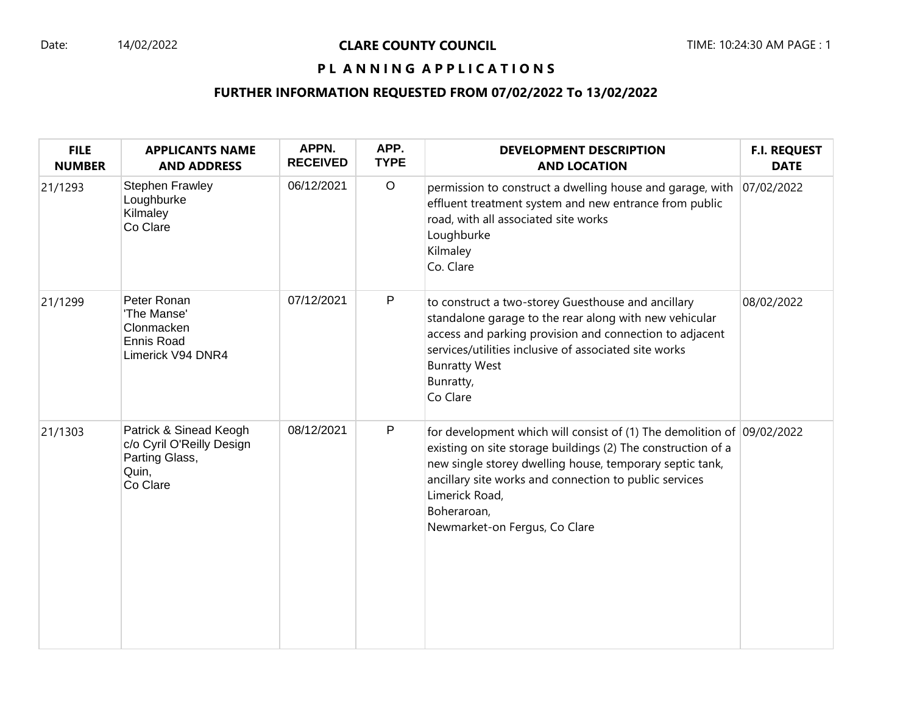Date: 14/02/2022

# CLARE COUNTY COUNCIL

TIME: 10:24:30 AM

## PLANNING APPLICATIONS

### FURTHER INFORMATION REQUESTED FROM 07/02/2022 To 13/02/2022

| FILE NUMBER | APPLICANTS NAME AND ADDRESS | APPN. RECEIVED | APP. TYPE | DEVELOPMENT DESCRIPTION AND LOCATION | F.I. REQUEST DATE |
|---|---|---|---|---|---|
| 21/1293 | Stephen Frawley<br>Loughburke<br>Kilmaley<br>Co Clare | 06/12/2021 | O | permission to construct a dwelling house and garage, with effluent treatment system and new entrance from public road, with all associated site works<br>Loughburke<br>Kilmaley<br>Co. Clare | 07/02/2022 |
| 21/1299 | Peter Ronan<br>'The Manse'<br>Clonmacken<br>Ennis Road<br>Limerick V94 DNR4 | 07/12/2021 | P | to construct a two-storey Guesthouse and ancillary standalone garage to the rear along with new vehicular access and parking provision and connection to adjacent services/utilities inclusive of associated site works<br>Bunratty West<br>Bunratty,<br>Co Clare | 08/02/2022 |
| 21/1303 | Patrick & Sinead Keogh<br>c/o Cyril O'Reilly Design<br>Parting Glass,<br>Quin,<br>Co Clare | 08/12/2021 | P | for development which will consist of (1) The demolition of existing on site storage buildings (2) The construction of a new single storey dwelling house, temporary septic tank, ancillary site works and connection to public services<br>Limerick Road,<br>Boheraroan,<br>Newmarket-on Fergus, Co Clare | 09/02/2022 |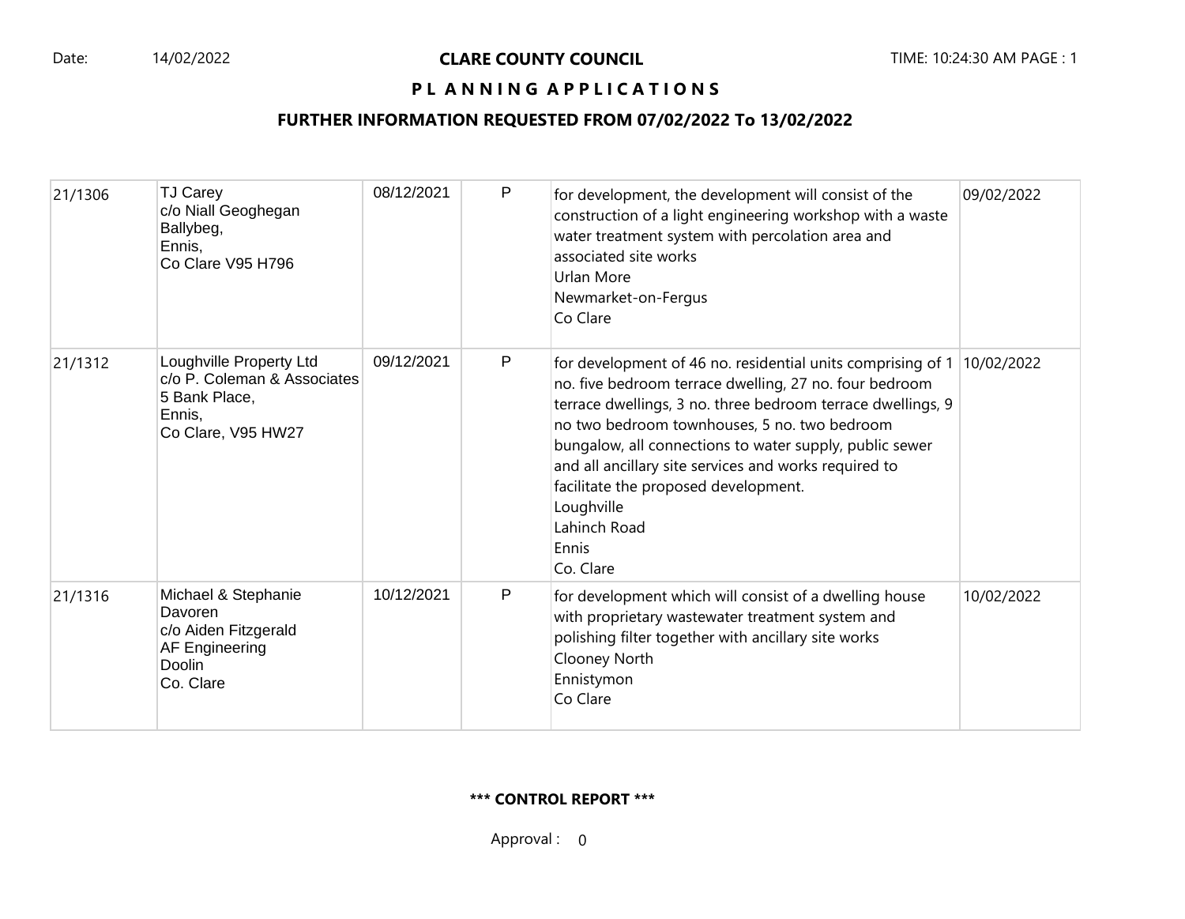# CLARE COUNTY COUNCIL

## PLANNING APPLICATIONS

### FURTHER INFORMATION REQUESTED FROM 07/02/2022 To 13/02/2022

| | | | | | |
|---|---|---|---|---|---|
| 21/1306 | TJ Carey<br>c/o Niall Geoghegan<br>Ballybeg,<br>Ennis,<br>Co Clare V95 H796 | 08/12/2021 | P | for development, the development will consist of the construction of a light engineering workshop with a waste water treatment system with percolation area and associated site works<br>Urlan More<br>Newmarket-on-Fergus<br>Co Clare | 09/02/2022 |
| 21/1312 | Loughville Property Ltd<br>c/o P. Coleman & Associates<br>5 Bank Place,<br>Ennis,<br>Co Clare, V95 HW27 | 09/12/2021 | P | for development of 46 no. residential units comprising of 1 no. five bedroom terrace dwelling, 27 no. four bedroom terrace dwellings, 3 no. three bedroom terrace dwellings, 9 no two bedroom townhouses, 5 no. two bedroom bungalow, all connections to water supply, public sewer and all ancillary site services and works required to facilitate the proposed development.<br>Loughville<br>Lahinch Road<br>Ennis<br>Co. Clare | 10/02/2022 |
| 21/1316 | Michael & Stephanie Davoren<br>c/o Aiden Fitzgerald<br>AF Engineering<br>Doolin<br>Co. Clare | 10/12/2021 | P | for development which will consist of a dwelling house with proprietary wastewater treatment system and polishing filter together with ancillary site works<br>Clooney North<br>Ennistymon<br>Co Clare | 10/02/2022 |

**\*\*\* CONTROL REPORT \*\*\***

Approval : 0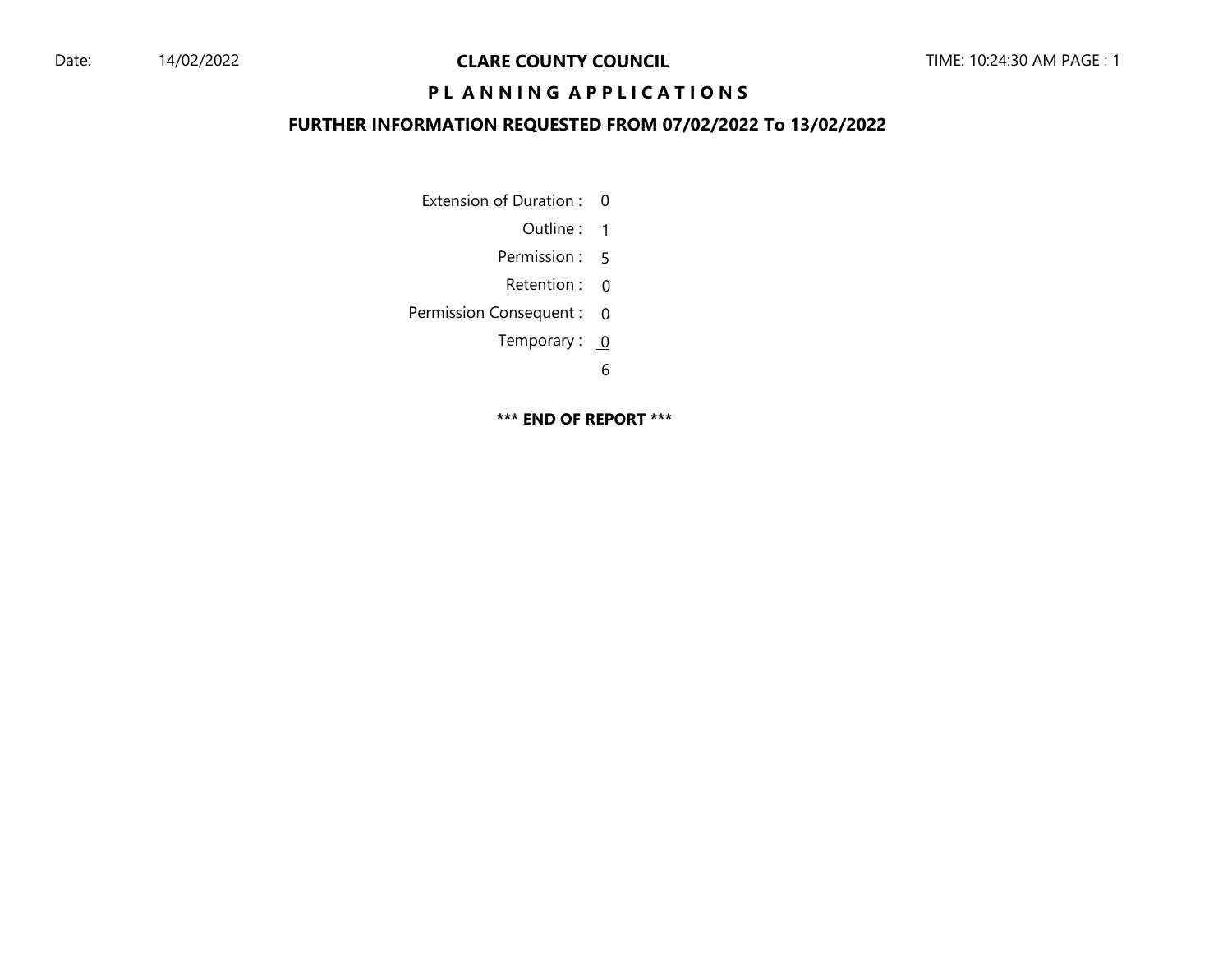Date: 14/02/2022

# CLARE COUNTY COUNCIL

## PL A N N I N G A P P L I C A T I O N S

### FURTHER INFORMATION REQUESTED FROM 07/02/2022 To 13/02/2022

| | |
|---|---|
| Extension of Duration : | 0 |
| Outline : | 1 |
| Permission : | 5 |
| Retention : | 0 |
| Permission Consequent : | 0 |
| Temporary : | 0 |
| | 6 |

**\*\*\* END OF REPORT \*\*\***